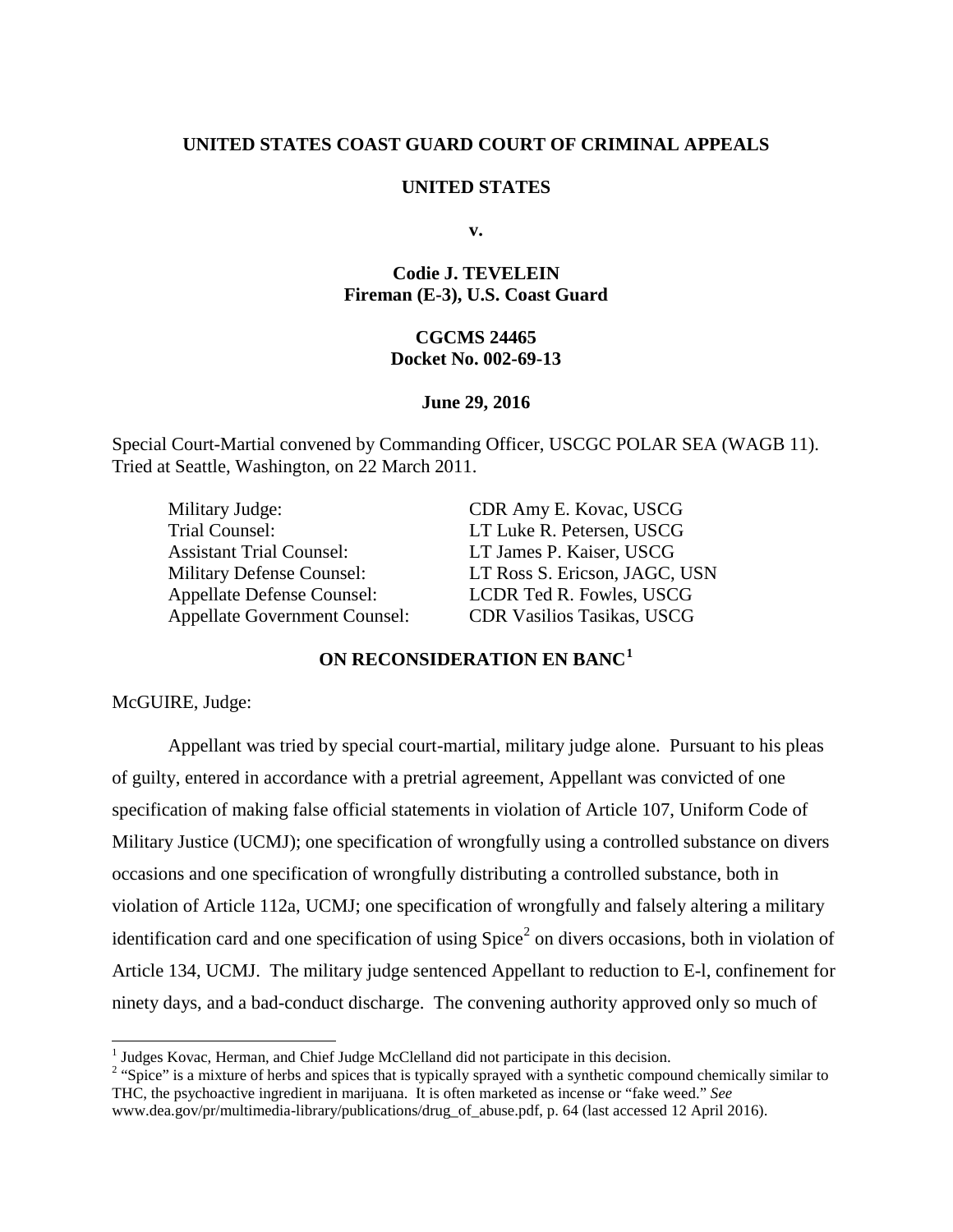**UNITED STATES COAST GUARD COURT OF CRIMINAL APPEALS**

**UNITED STATES**

**v.**

**Codie J. TEVELEIN**
**Fireman (E-3), U.S. Coast Guard**

**CGCMS 24465**
**Docket No. 002-69-13**

**June 29, 2016**

Special Court-Martial convened by Commanding Officer, USCGC POLAR SEA (WAGB 11). Tried at Seattle, Washington, on 22 March 2011.

| | |
|---|---|
| Military Judge: | CDR Amy E. Kovac, USCG |
| Trial Counsel: | LT Luke R. Petersen, USCG |
| Assistant Trial Counsel: | LT James P. Kaiser, USCG |
| Military Defense Counsel: | LT Ross S. Ericson, JAGC, USN |
| Appellate Defense Counsel: | LCDR Ted R. Fowles, USCG |
| Appellate Government Counsel: | CDR Vasilios Tasikas, USCG |

**ON RECONSIDERATION EN BANC**[1]

McGUIRE, Judge:

Appellant was tried by special court-martial, military judge alone. Pursuant to his pleas of guilty, entered in accordance with a pretrial agreement, Appellant was convicted of one specification of making false official statements in violation of Article 107, Uniform Code of Military Justice (UCMJ); one specification of wrongfully using a controlled substance on divers occasions and one specification of wrongfully distributing a controlled substance, both in violation of Article 112a, UCMJ; one specification of wrongfully and falsely altering a military identification card and one specification of using Spice[2] on divers occasions, both in violation of Article 134, UCMJ. The military judge sentenced Appellant to reduction to E-l, confinement for ninety days, and a bad-conduct discharge. The convening authority approved only so much of

---

[1] Judges Kovac, Herman, and Chief Judge McClelland did not participate in this decision.

[2] "Spice" is a mixture of herbs and spices that is typically sprayed with a synthetic compound chemically similar to THC, the psychoactive ingredient in marijuana. It is often marketed as incense or "fake weed." *See* www.dea.gov/pr/multimedia-library/publications/drug_of_abuse.pdf, p. 64 (last accessed 12 April 2016).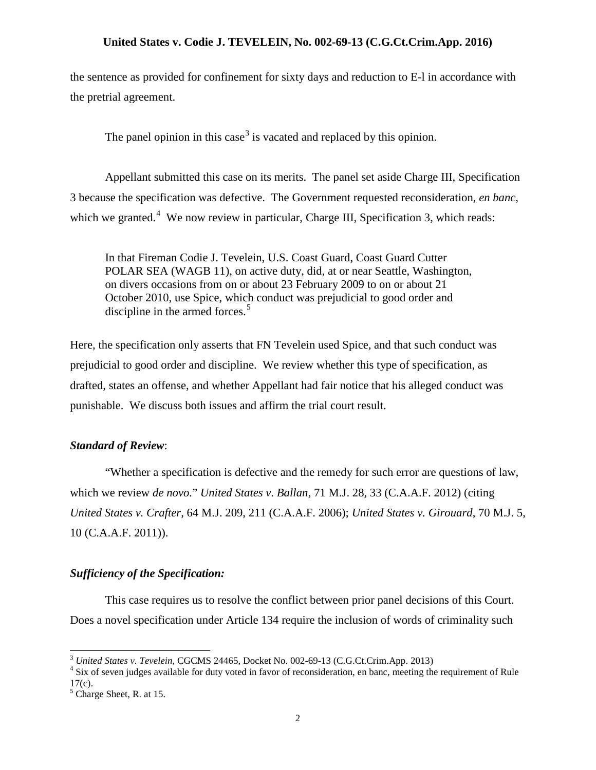the sentence as provided for confinement for sixty days and reduction to E-l in accordance with the pretrial agreement.

The panel opinion in this case[3] is vacated and replaced by this opinion.

Appellant submitted this case on its merits. The panel set aside Charge III, Specification 3 because the specification was defective. The Government requested reconsideration, *en banc*, which we granted.[4] We now review in particular, Charge III, Specification 3, which reads:

> In that Fireman Codie J. Tevelein, U.S. Coast Guard, Coast Guard Cutter POLAR SEA (WAGB 11), on active duty, did, at or near Seattle, Washington, on divers occasions from on or about 23 February 2009 to on or about 21 October 2010, use Spice, which conduct was prejudicial to good order and discipline in the armed forces.[5]

Here, the specification only asserts that FN Tevelein used Spice, and that such conduct was prejudicial to good order and discipline. We review whether this type of specification, as drafted, states an offense, and whether Appellant had fair notice that his alleged conduct was punishable. We discuss both issues and affirm the trial court result.

***Standard of Review*:**

"Whether a specification is defective and the remedy for such error are questions of law, which we review *de novo.*" *United States v. Ballan*, 71 M.J. 28, 33 (C.A.A.F. 2012) (citing *United States v. Crafter*, 64 M.J. 209, 211 (C.A.A.F. 2006); *United States v. Girouard*, 70 M.J. 5, 10 (C.A.A.F. 2011)).

***Sufficiency of the Specification:***

This case requires us to resolve the conflict between prior panel decisions of this Court. Does a novel specification under Article 134 require the inclusion of words of criminality such

---

[3] *United States v. Tevelein*, CGCMS 24465, Docket No. 002-69-13 (C.G.Ct.Crim.App. 2013)

[4] Six of seven judges available for duty voted in favor of reconsideration, en banc, meeting the requirement of Rule 17(c).

[5] Charge Sheet, R. at 15.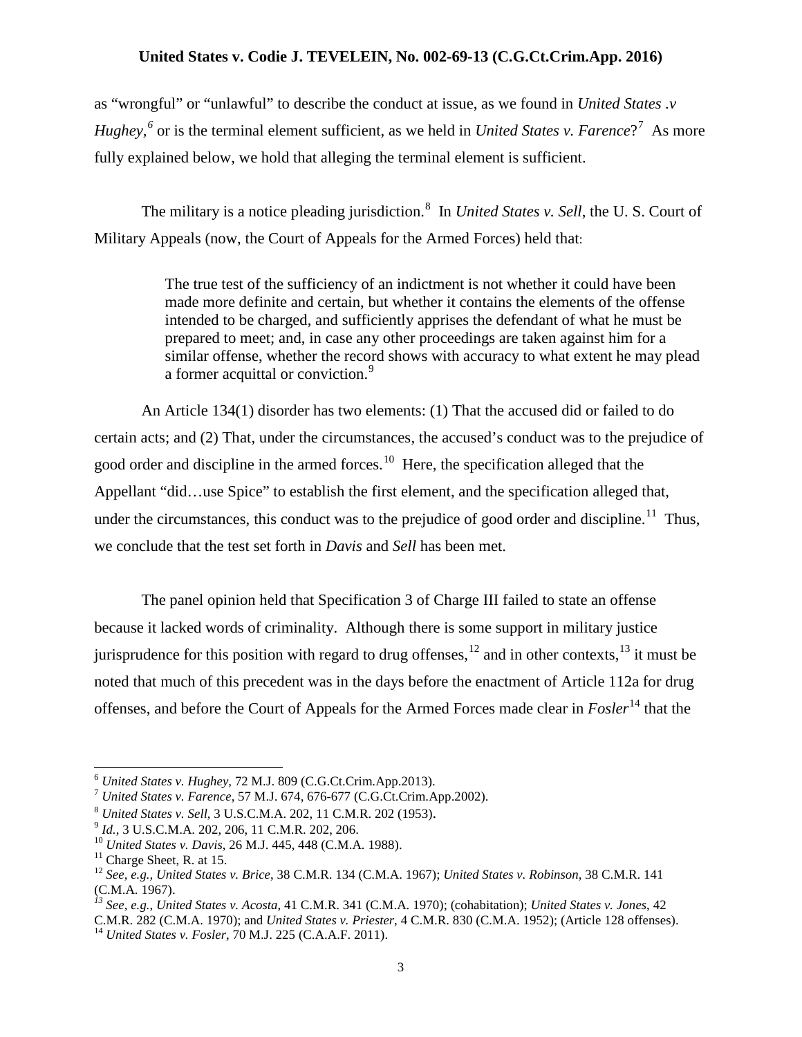as "wrongful" or "unlawful" to describe the conduct at issue, as we found in *United States .v Hughey*,[6] or is the terminal element sufficient, as we held in *United States v. Farence*?[7] As more fully explained below, we hold that alleging the terminal element is sufficient.

The military is a notice pleading jurisdiction.[8] In *United States v. Sell*, the U. S. Court of Military Appeals (now, the Court of Appeals for the Armed Forces) held that:

> The true test of the sufficiency of an indictment is not whether it could have been made more definite and certain, but whether it contains the elements of the offense intended to be charged, and sufficiently apprises the defendant of what he must be prepared to meet; and, in case any other proceedings are taken against him for a similar offense, whether the record shows with accuracy to what extent he may plead a former acquittal or conviction.[9]

An Article 134(1) disorder has two elements: (1) That the accused did or failed to do certain acts; and (2) That, under the circumstances, the accused's conduct was to the prejudice of good order and discipline in the armed forces.[10] Here, the specification alleged that the Appellant "did…use Spice" to establish the first element, and the specification alleged that, under the circumstances, this conduct was to the prejudice of good order and discipline.[11] Thus, we conclude that the test set forth in *Davis* and *Sell* has been met.

The panel opinion held that Specification 3 of Charge III failed to state an offense because it lacked words of criminality. Although there is some support in military justice jurisprudence for this position with regard to drug offenses,[12] and in other contexts,[13] it must be noted that much of this precedent was in the days before the enactment of Article 112a for drug offenses, and before the Court of Appeals for the Armed Forces made clear in *Fosler*[14] that the

---

[6] *United States v. Hughey*, 72 M.J. 809 (C.G.Ct.Crim.App.2013).

[7] *United States v. Farence*, 57 M.J. 674, 676-677 (C.G.Ct.Crim.App.2002).

[8] *United States v. Sell*, 3 U.S.C.M.A. 202, 11 C.M.R. 202 (1953).

[9] *Id.*, 3 U.S.C.M.A. 202, 206, 11 C.M.R. 202, 206.

[10] *United States v. Davis*, 26 M.J. 445, 448 (C.M.A. 1988).

[11] Charge Sheet, R. at 15.

[12] *See, e.g., United States v. Brice*, 38 C.M.R. 134 (C.M.A. 1967); *United States v. Robinson*, 38 C.M.R. 141 (C.M.A. 1967).

[13] *See, e.g., United States v. Acosta*, 41 C.M.R. 341 (C.M.A. 1970); (cohabitation); *United States v. Jones*, 42 C.M.R. 282 (C.M.A. 1970); and *United States v. Priester*, 4 C.M.R. 830 (C.M.A. 1952); (Article 128 offenses).

[14] *United States v. Fosler*, 70 M.J. 225 (C.A.A.F. 2011).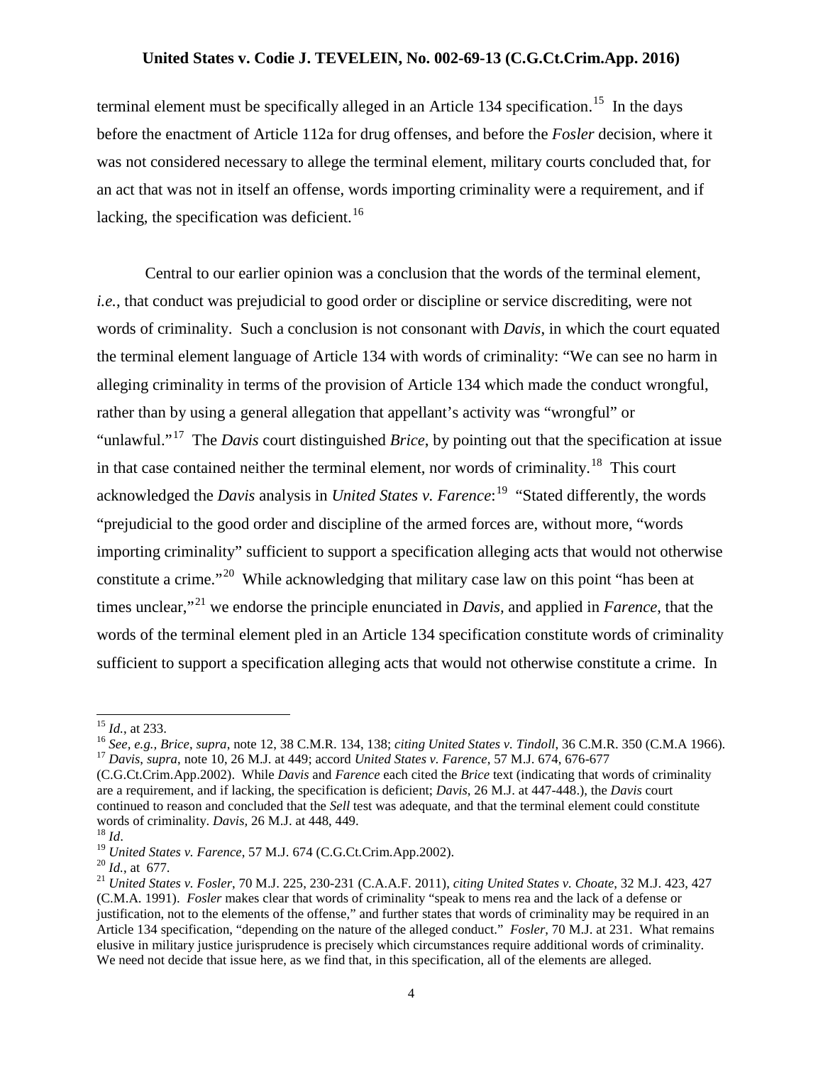terminal element must be specifically alleged in an Article 134 specification.[15] In the days before the enactment of Article 112a for drug offenses, and before the *Fosler* decision, where it was not considered necessary to allege the terminal element, military courts concluded that, for an act that was not in itself an offense, words importing criminality were a requirement, and if lacking, the specification was deficient.[16]

Central to our earlier opinion was a conclusion that the words of the terminal element, *i.e.*, that conduct was prejudicial to good order or discipline or service discrediting, were not words of criminality. Such a conclusion is not consonant with *Davis*, in which the court equated the terminal element language of Article 134 with words of criminality: "We can see no harm in alleging criminality in terms of the provision of Article 134 which made the conduct wrongful, rather than by using a general allegation that appellant's activity was "wrongful" or "unlawful."[17] The *Davis* court distinguished *Brice*, by pointing out that the specification at issue in that case contained neither the terminal element, nor words of criminality.[18] This court acknowledged the *Davis* analysis in *United States v. Farence*:[19] "Stated differently, the words "prejudicial to the good order and discipline of the armed forces are, without more, "words importing criminality" sufficient to support a specification alleging acts that would not otherwise constitute a crime."[20] While acknowledging that military case law on this point "has been at times unclear,"[21] we endorse the principle enunciated in *Davis*, and applied in *Farence*, that the words of the terminal element pled in an Article 134 specification constitute words of criminality sufficient to support a specification alleging acts that would not otherwise constitute a crime. In

---

[15] *Id.*, at 233.

[16] *See, e.g., Brice*, *supra*, note 12, 38 C.M.R. 134, 138; *citing United States v. Tindoll*, 36 C.M.R. 350 (C.M.A 1966).

[17] *Davis*, *supra*, note 10, 26 M.J. at 449; accord *United States v. Farence*, 57 M.J. 674, 676-677 (C.G.Ct.Crim.App.2002). While *Davis* and *Farence* each cited the *Brice* text (indicating that words of criminality are a requirement, and if lacking, the specification is deficient; *Davis*, 26 M.J. at 447-448.), the *Davis* court continued to reason and concluded that the *Sell* test was adequate, and that the terminal element could constitute words of criminality. *Davis*, 26 M.J. at 448, 449.

[18] *Id*.

[19] *United States v. Farence*, 57 M.J. 674 (C.G.Ct.Crim.App.2002).

[20] *Id.*, at 677.

[21] *United States v. Fosler*, 70 M.J. 225, 230-231 (C.A.A.F. 2011), *citing United States v. Choate*, 32 M.J. 423, 427 (C.M.A. 1991). *Fosler* makes clear that words of criminality "speak to mens rea and the lack of a defense or justification, not to the elements of the offense," and further states that words of criminality may be required in an Article 134 specification, "depending on the nature of the alleged conduct." *Fosler*, 70 M.J. at 231. What remains elusive in military justice jurisprudence is precisely which circumstances require additional words of criminality. We need not decide that issue here, as we find that, in this specification, all of the elements are alleged.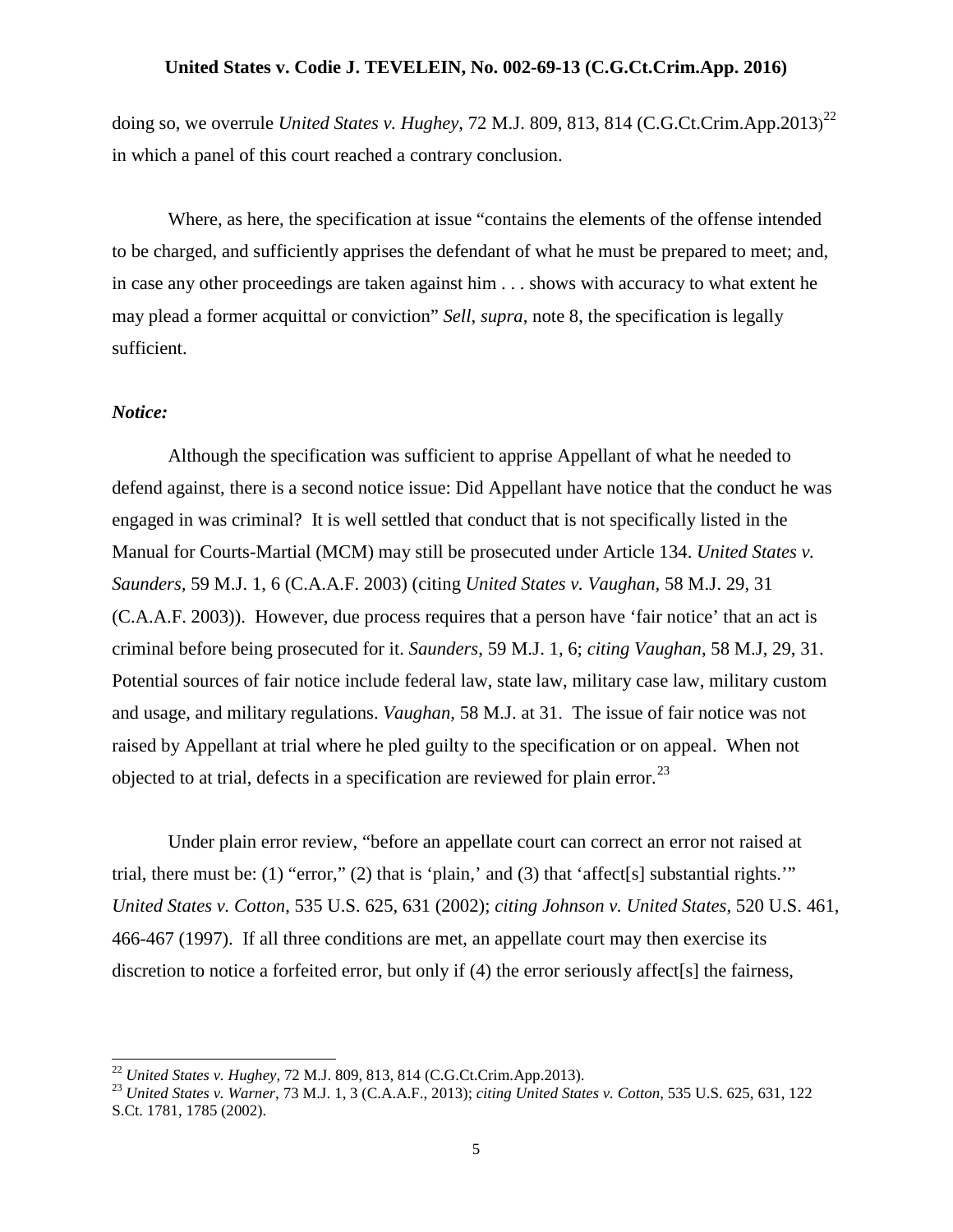doing so, we overrule *United States v. Hughey*, 72 M.J. 809, 813, 814 (C.G.Ct.Crim.App.2013)[22] in which a panel of this court reached a contrary conclusion.

Where, as here, the specification at issue "contains the elements of the offense intended to be charged, and sufficiently apprises the defendant of what he must be prepared to meet; and, in case any other proceedings are taken against him . . . shows with accuracy to what extent he may plead a former acquittal or conviction" *Sell, supra,* note 8, the specification is legally sufficient.

***Notice:***

Although the specification was sufficient to apprise Appellant of what he needed to defend against, there is a second notice issue: Did Appellant have notice that the conduct he was engaged in was criminal? It is well settled that conduct that is not specifically listed in the Manual for Courts-Martial (MCM) may still be prosecuted under Article 134. *United States v. Saunders,* 59 M.J. 1, 6 (C.A.A.F. 2003) (citing *United States v. Vaughan,* 58 M.J. 29, 31 (C.A.A.F. 2003)). However, due process requires that a person have 'fair notice' that an act is criminal before being prosecuted for it. *Saunders*, 59 M.J. 1, 6; *citing Vaughan*, 58 M.J, 29, 31. Potential sources of fair notice include federal law, state law, military case law, military custom and usage, and military regulations. *Vaughan,* 58 M.J. at 31. The issue of fair notice was not raised by Appellant at trial where he pled guilty to the specification or on appeal. When not objected to at trial, defects in a specification are reviewed for plain error.[23]

Under plain error review, "before an appellate court can correct an error not raised at trial, there must be: (1) "error," (2) that is 'plain,' and (3) that 'affect[s] substantial rights.'" *United States v. Cotton*, 535 U.S. 625, 631 (2002); *citing Johnson v. United States*, 520 U.S. 461, 466-467 (1997). If all three conditions are met, an appellate court may then exercise its discretion to notice a forfeited error, but only if (4) the error seriously affect[s] the fairness,

---

[22] *United States v. Hughey*, 72 M.J. 809, 813, 814 (C.G.Ct.Crim.App.2013).

[23] *United States v. Warner*, 73 M.J. 1, 3 (C.A.A.F., 2013); *citing United States v. Cotton*, 535 U.S. 625, 631, 122 S.Ct. 1781, 1785 (2002).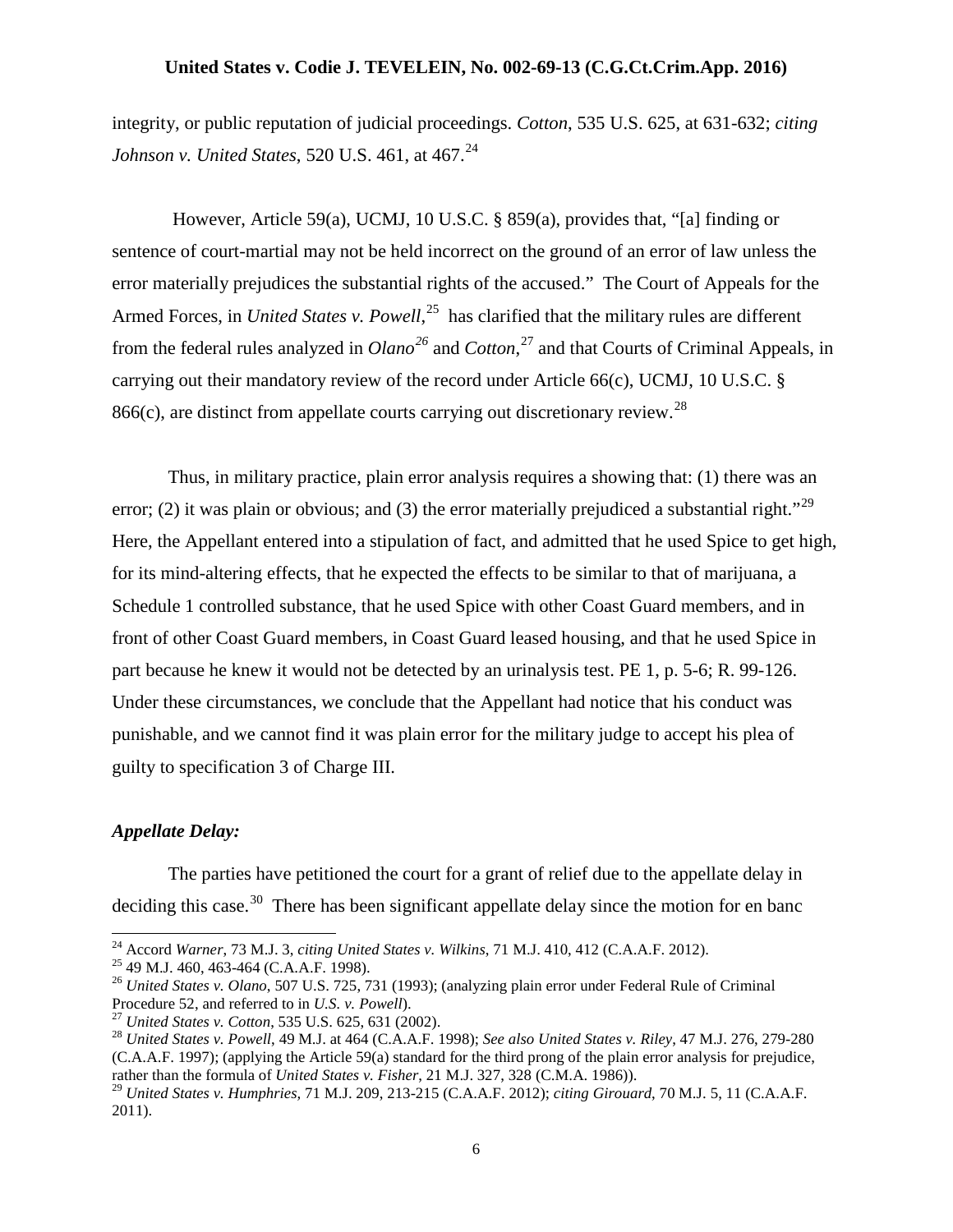integrity, or public reputation of judicial proceedings. *Cotton*, 535 U.S. 625, at 631-632; *citing Johnson v. United States*, 520 U.S. 461, at 467.[24]

However, Article 59(a), UCMJ, 10 U.S.C. § 859(a), provides that, "[a] finding or sentence of court-martial may not be held incorrect on the ground of an error of law unless the error materially prejudices the substantial rights of the accused." The Court of Appeals for the Armed Forces, in *United States v. Powell*,[25] has clarified that the military rules are different from the federal rules analyzed in *Olano*[26] and *Cotton*,[27] and that Courts of Criminal Appeals, in carrying out their mandatory review of the record under Article 66(c), UCMJ, 10 U.S.C. § 866(c), are distinct from appellate courts carrying out discretionary review.[28]

Thus, in military practice, plain error analysis requires a showing that: (1) there was an error; (2) it was plain or obvious; and (3) the error materially prejudiced a substantial right."[29] Here, the Appellant entered into a stipulation of fact, and admitted that he used Spice to get high, for its mind-altering effects, that he expected the effects to be similar to that of marijuana, a Schedule 1 controlled substance, that he used Spice with other Coast Guard members, and in front of other Coast Guard members, in Coast Guard leased housing, and that he used Spice in part because he knew it would not be detected by an urinalysis test. PE 1, p. 5-6; R. 99-126. Under these circumstances, we conclude that the Appellant had notice that his conduct was punishable, and we cannot find it was plain error for the military judge to accept his plea of guilty to specification 3 of Charge III.

### *Appellate Delay:*

The parties have petitioned the court for a grant of relief due to the appellate delay in deciding this case.[30] There has been significant appellate delay since the motion for en banc

---

[24] Accord *Warner*, 73 M.J. 3, *citing United States v. Wilkins*, 71 M.J. 410, 412 (C.A.A.F. 2012).

[25] 49 M.J. 460, 463-464 (C.A.A.F. 1998).

[26] *United States v. Olano*, 507 U.S. 725, 731 (1993); (analyzing plain error under Federal Rule of Criminal Procedure 52, and referred to in *U.S. v. Powell*).

[27] *United States v. Cotton*, 535 U.S. 625, 631 (2002).

[28] *United States v. Powell*, 49 M.J. at 464 (C.A.A.F. 1998); *See also United States v. Riley*, 47 M.J. 276, 279-280 (C.A.A.F. 1997); (applying the Article 59(a) standard for the third prong of the plain error analysis for prejudice, rather than the formula of *United States v. Fisher*, 21 M.J. 327, 328 (C.M.A. 1986)).

[29] *United States v. Humphries*, 71 M.J. 209, 213-215 (C.A.A.F. 2012); *citing Girouard*, 70 M.J. 5, 11 (C.A.A.F. 2011).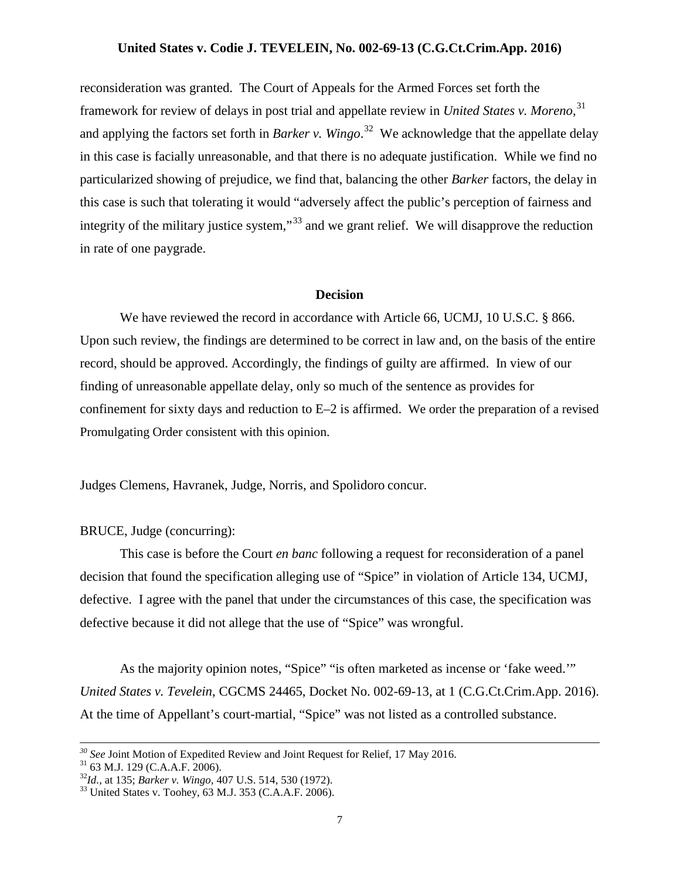reconsideration was granted. The Court of Appeals for the Armed Forces set forth the framework for review of delays in post trial and appellate review in *United States v. Moreno*,[31] and applying the factors set forth in *Barker v. Wingo*.[32] We acknowledge that the appellate delay in this case is facially unreasonable, and that there is no adequate justification. While we find no particularized showing of prejudice, we find that, balancing the other *Barker* factors, the delay in this case is such that tolerating it would "adversely affect the public's perception of fairness and integrity of the military justice system,"[33] and we grant relief. We will disapprove the reduction in rate of one paygrade.

## Decision

We have reviewed the record in accordance with Article 66, UCMJ, 10 U.S.C. § 866. Upon such review, the findings are determined to be correct in law and, on the basis of the entire record, should be approved. Accordingly, the findings of guilty are affirmed. In view of our finding of unreasonable appellate delay, only so much of the sentence as provides for confinement for sixty days and reduction to E–2 is affirmed. We order the preparation of a revised Promulgating Order consistent with this opinion.

Judges Clemens, Havranek, Judge, Norris, and Spolidoro concur.

BRUCE, Judge (concurring):

This case is before the Court *en banc* following a request for reconsideration of a panel decision that found the specification alleging use of "Spice" in violation of Article 134, UCMJ, defective. I agree with the panel that under the circumstances of this case, the specification was defective because it did not allege that the use of "Spice" was wrongful.

As the majority opinion notes, "Spice" "is often marketed as incense or 'fake weed.'" *United States v. Tevelein*, CGCMS 24465, Docket No. 002-69-13, at 1 (C.G.Ct.Crim.App. 2016). At the time of Appellant's court-martial, "Spice" was not listed as a controlled substance.

---

[30] *See* Joint Motion of Expedited Review and Joint Request for Relief, 17 May 2016.
[31] 63 M.J. 129 (C.A.A.F. 2006).
[32] *Id.*, at 135; *Barker v. Wingo*, 407 U.S. 514, 530 (1972).
[33] United States v. Toohey, 63 M.J. 353 (C.A.A.F. 2006).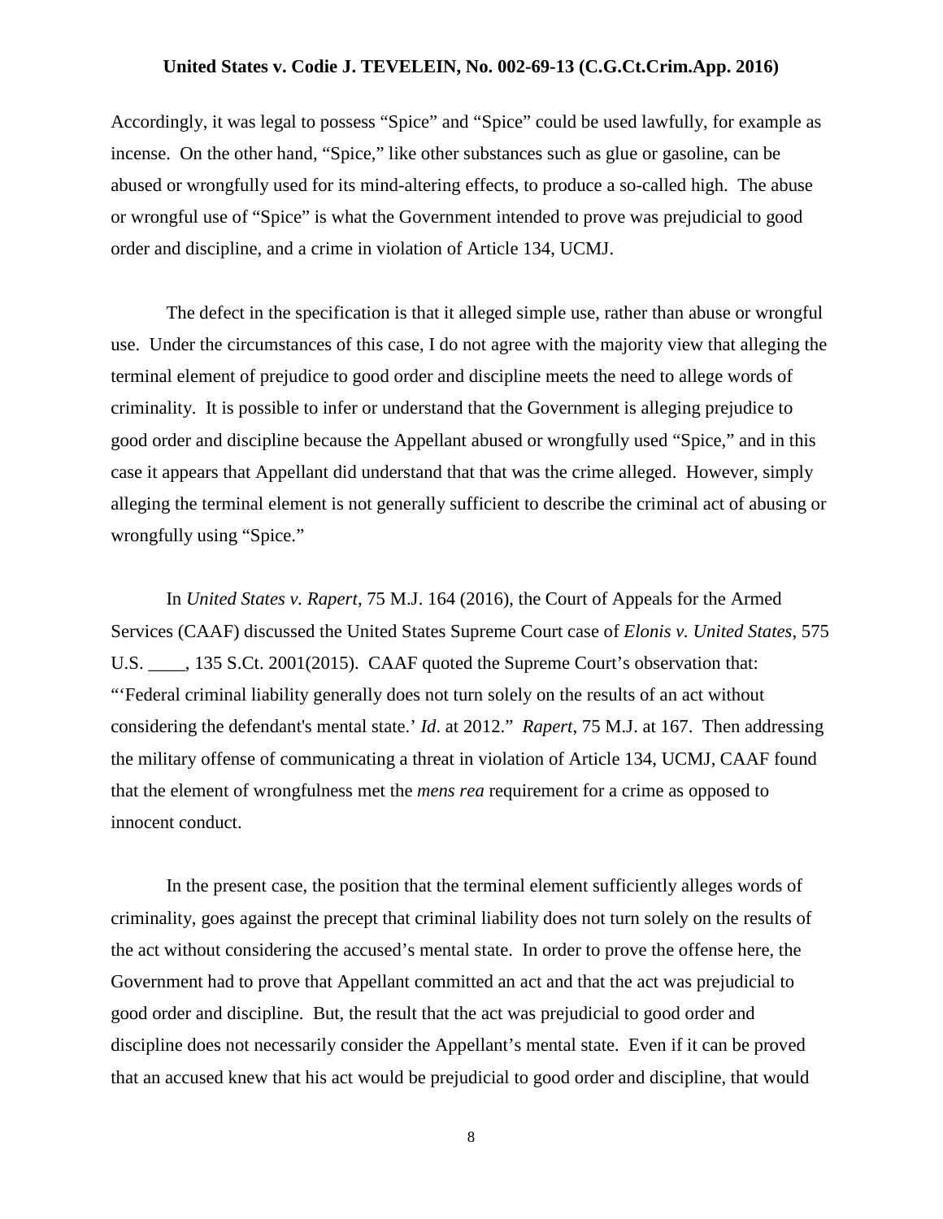Accordingly, it was legal to possess "Spice" and "Spice" could be used lawfully, for example as incense. On the other hand, "Spice," like other substances such as glue or gasoline, can be abused or wrongfully used for its mind-altering effects, to produce a so-called high. The abuse or wrongful use of "Spice" is what the Government intended to prove was prejudicial to good order and discipline, and a crime in violation of Article 134, UCMJ.

The defect in the specification is that it alleged simple use, rather than abuse or wrongful use. Under the circumstances of this case, I do not agree with the majority view that alleging the terminal element of prejudice to good order and discipline meets the need to allege words of criminality. It is possible to infer or understand that the Government is alleging prejudice to good order and discipline because the Appellant abused or wrongfully used "Spice," and in this case it appears that Appellant did understand that that was the crime alleged. However, simply alleging the terminal element is not generally sufficient to describe the criminal act of abusing or wrongfully using "Spice."

In *United States v. Rapert*, 75 M.J. 164 (2016), the Court of Appeals for the Armed Services (CAAF) discussed the United States Supreme Court case of *Elonis v. United States*, 575 U.S. ____, 135 S.Ct. 2001(2015). CAAF quoted the Supreme Court's observation that: "'Federal criminal liability generally does not turn solely on the results of an act without considering the defendant's mental state.' *Id*. at 2012." *Rapert*, 75 M.J. at 167. Then addressing the military offense of communicating a threat in violation of Article 134, UCMJ, CAAF found that the element of wrongfulness met the *mens rea* requirement for a crime as opposed to innocent conduct.

In the present case, the position that the terminal element sufficiently alleges words of criminality, goes against the precept that criminal liability does not turn solely on the results of the act without considering the accused's mental state. In order to prove the offense here, the Government had to prove that Appellant committed an act and that the act was prejudicial to good order and discipline. But, the result that the act was prejudicial to good order and discipline does not necessarily consider the Appellant's mental state. Even if it can be proved that an accused knew that his act would be prejudicial to good order and discipline, that would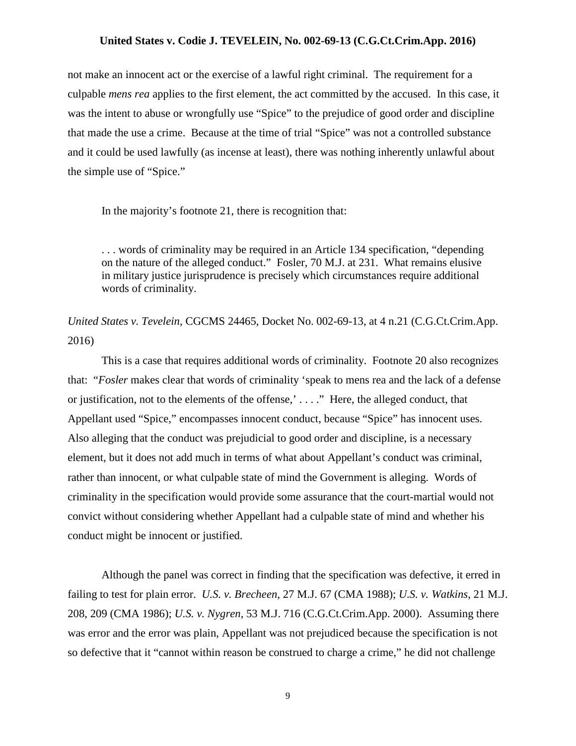not make an innocent act or the exercise of a lawful right criminal. The requirement for a culpable *mens rea* applies to the first element, the act committed by the accused. In this case, it was the intent to abuse or wrongfully use "Spice" to the prejudice of good order and discipline that made the use a crime. Because at the time of trial "Spice" was not a controlled substance and it could be used lawfully (as incense at least), there was nothing inherently unlawful about the simple use of "Spice."

In the majority's footnote 21, there is recognition that:

> . . . words of criminality may be required in an Article 134 specification, "depending on the nature of the alleged conduct." Fosler, 70 M.J. at 231. What remains elusive in military justice jurisprudence is precisely which circumstances require additional words of criminality.

*United States v. Tevelein*, CGCMS 24465, Docket No. 002-69-13, at 4 n.21 (C.G.Ct.Crim.App. 2016)

This is a case that requires additional words of criminality. Footnote 20 also recognizes that: "*Fosler* makes clear that words of criminality 'speak to mens rea and the lack of a defense or justification, not to the elements of the offense,' . . . ." Here, the alleged conduct, that Appellant used "Spice," encompasses innocent conduct, because "Spice" has innocent uses. Also alleging that the conduct was prejudicial to good order and discipline, is a necessary element, but it does not add much in terms of what about Appellant's conduct was criminal, rather than innocent, or what culpable state of mind the Government is alleging. Words of criminality in the specification would provide some assurance that the court-martial would not convict without considering whether Appellant had a culpable state of mind and whether his conduct might be innocent or justified.

Although the panel was correct in finding that the specification was defective, it erred in failing to test for plain error. *U.S. v. Brecheen*, 27 M.J. 67 (CMA 1988); *U.S. v. Watkins*, 21 M.J. 208, 209 (CMA 1986); *U.S. v. Nygren*, 53 M.J. 716 (C.G.Ct.Crim.App. 2000). Assuming there was error and the error was plain, Appellant was not prejudiced because the specification is not so defective that it "cannot within reason be construed to charge a crime," he did not challenge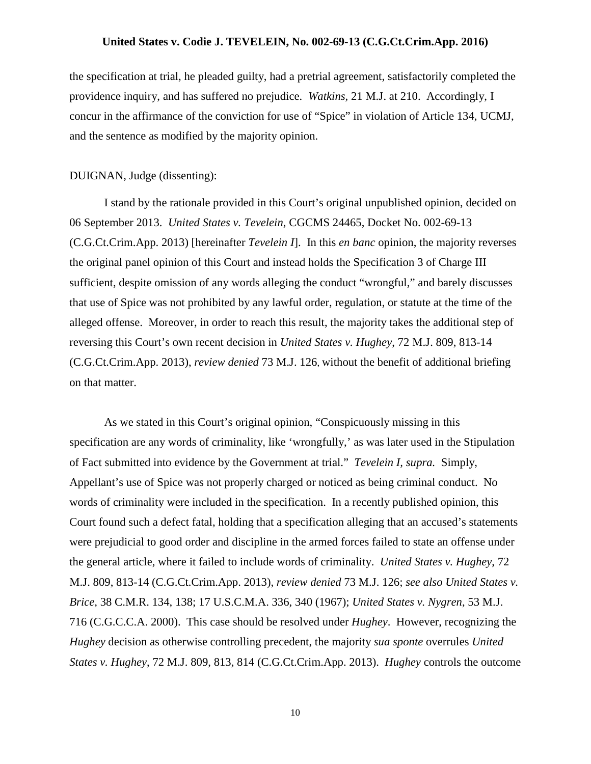the specification at trial, he pleaded guilty, had a pretrial agreement, satisfactorily completed the providence inquiry, and has suffered no prejudice. *Watkins*, 21 M.J. at 210. Accordingly, I concur in the affirmance of the conviction for use of "Spice" in violation of Article 134, UCMJ, and the sentence as modified by the majority opinion.

DUIGNAN, Judge (dissenting):

I stand by the rationale provided in this Court's original unpublished opinion, decided on 06 September 2013. *United States v. Tevelein*, CGCMS 24465, Docket No. 002-69-13 (C.G.Ct.Crim.App. 2013) [hereinafter *Tevelein I*]. In this *en banc* opinion, the majority reverses the original panel opinion of this Court and instead holds the Specification 3 of Charge III sufficient, despite omission of any words alleging the conduct "wrongful," and barely discusses that use of Spice was not prohibited by any lawful order, regulation, or statute at the time of the alleged offense. Moreover, in order to reach this result, the majority takes the additional step of reversing this Court's own recent decision in *United States v. Hughey*, 72 M.J. 809, 813-14 (C.G.Ct.Crim.App. 2013), *review denied* 73 M.J. 126, without the benefit of additional briefing on that matter.

As we stated in this Court's original opinion, "Conspicuously missing in this specification are any words of criminality, like 'wrongfully,' as was later used in the Stipulation of Fact submitted into evidence by the Government at trial." *Tevelein I, supra.* Simply, Appellant's use of Spice was not properly charged or noticed as being criminal conduct. No words of criminality were included in the specification. In a recently published opinion, this Court found such a defect fatal, holding that a specification alleging that an accused's statements were prejudicial to good order and discipline in the armed forces failed to state an offense under the general article, where it failed to include words of criminality. *United States v. Hughey*, 72 M.J. 809, 813-14 (C.G.Ct.Crim.App. 2013), *review denied* 73 M.J. 126; *see also United States v. Brice*, 38 C.M.R. 134, 138; 17 U.S.C.M.A. 336, 340 (1967); *United States v. Nygren*, 53 M.J. 716 (C.G.C.C.A. 2000). This case should be resolved under *Hughey*. However, recognizing the *Hughey* decision as otherwise controlling precedent, the majority *sua sponte* overrules *United States v. Hughey*, 72 M.J. 809, 813, 814 (C.G.Ct.Crim.App. 2013). *Hughey* controls the outcome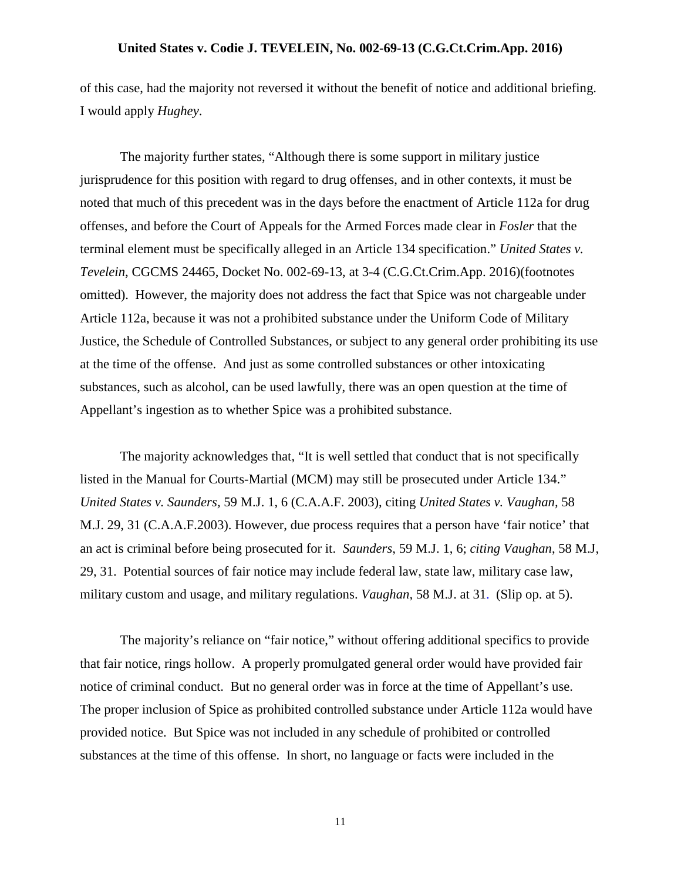of this case, had the majority not reversed it without the benefit of notice and additional briefing. I would apply *Hughey*.

The majority further states, "Although there is some support in military justice jurisprudence for this position with regard to drug offenses, and in other contexts, it must be noted that much of this precedent was in the days before the enactment of Article 112a for drug offenses, and before the Court of Appeals for the Armed Forces made clear in *Fosler* that the terminal element must be specifically alleged in an Article 134 specification." *United States v. Tevelein*, CGCMS 24465, Docket No. 002-69-13, at 3-4 (C.G.Ct.Crim.App. 2016)(footnotes omitted). However, the majority does not address the fact that Spice was not chargeable under Article 112a, because it was not a prohibited substance under the Uniform Code of Military Justice, the Schedule of Controlled Substances, or subject to any general order prohibiting its use at the time of the offense. And just as some controlled substances or other intoxicating substances, such as alcohol, can be used lawfully, there was an open question at the time of Appellant's ingestion as to whether Spice was a prohibited substance.

The majority acknowledges that, "It is well settled that conduct that is not specifically listed in the Manual for Courts-Martial (MCM) may still be prosecuted under Article 134." *United States v. Saunders*, 59 M.J. 1, 6 (C.A.A.F. 2003), citing *United States v. Vaughan*, 58 M.J. 29, 31 (C.A.A.F.2003). However, due process requires that a person have 'fair notice' that an act is criminal before being prosecuted for it. *Saunders*, 59 M.J. 1, 6; *citing Vaughan*, 58 M.J, 29, 31. Potential sources of fair notice may include federal law, state law, military case law, military custom and usage, and military regulations. *Vaughan*, 58 M.J. at 31. (Slip op. at 5).

The majority's reliance on "fair notice," without offering additional specifics to provide that fair notice, rings hollow. A properly promulgated general order would have provided fair notice of criminal conduct. But no general order was in force at the time of Appellant's use. The proper inclusion of Spice as prohibited controlled substance under Article 112a would have provided notice. But Spice was not included in any schedule of prohibited or controlled substances at the time of this offense. In short, no language or facts were included in the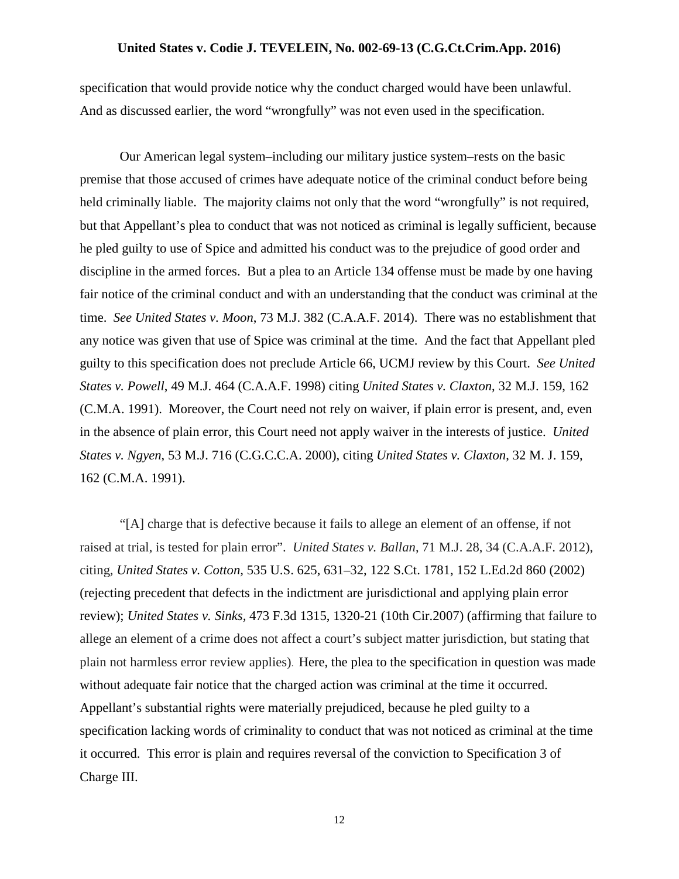specification that would provide notice why the conduct charged would have been unlawful. And as discussed earlier, the word "wrongfully" was not even used in the specification.

Our American legal system–including our military justice system–rests on the basic premise that those accused of crimes have adequate notice of the criminal conduct before being held criminally liable. The majority claims not only that the word "wrongfully" is not required, but that Appellant's plea to conduct that was not noticed as criminal is legally sufficient, because he pled guilty to use of Spice and admitted his conduct was to the prejudice of good order and discipline in the armed forces. But a plea to an Article 134 offense must be made by one having fair notice of the criminal conduct and with an understanding that the conduct was criminal at the time. *See United States v. Moon*, 73 M.J. 382 (C.A.A.F. 2014). There was no establishment that any notice was given that use of Spice was criminal at the time. And the fact that Appellant pled guilty to this specification does not preclude Article 66, UCMJ review by this Court. *See United States v. Powell*, 49 M.J. 464 (C.A.A.F. 1998) citing *United States v. Claxton*, 32 M.J. 159, 162 (C.M.A. 1991). Moreover, the Court need not rely on waiver, if plain error is present, and, even in the absence of plain error, this Court need not apply waiver in the interests of justice. *United States v. Ngyen*, 53 M.J. 716 (C.G.C.C.A. 2000), citing *United States v. Claxton*, 32 M. J. 159, 162 (C.M.A. 1991).

"[A] charge that is defective because it fails to allege an element of an offense, if not raised at trial, is tested for plain error". *United States v. Ballan*, 71 M.J. 28, 34 (C.A.A.F. 2012), citing, *United States v. Cotton*, 535 U.S. 625, 631–32, 122 S.Ct. 1781, 152 L.Ed.2d 860 (2002) (rejecting precedent that defects in the indictment are jurisdictional and applying plain error review); *United States v. Sinks*, 473 F.3d 1315, 1320-21 (10th Cir.2007) (affirming that failure to allege an element of a crime does not affect a court's subject matter jurisdiction, but stating that plain not harmless error review applies). Here, the plea to the specification in question was made without adequate fair notice that the charged action was criminal at the time it occurred. Appellant's substantial rights were materially prejudiced, because he pled guilty to a specification lacking words of criminality to conduct that was not noticed as criminal at the time it occurred. This error is plain and requires reversal of the conviction to Specification 3 of Charge III.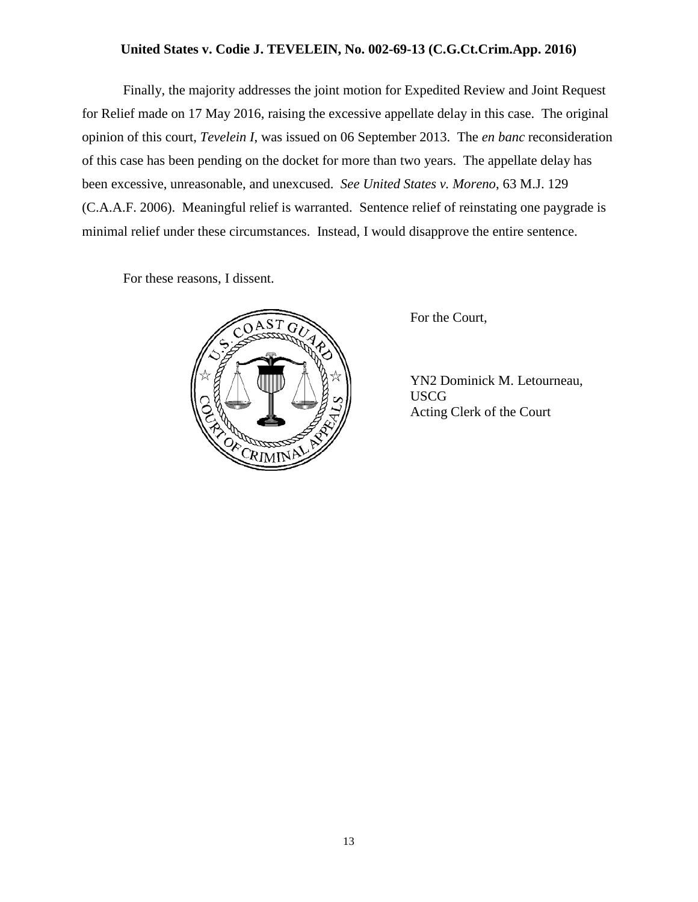Finally, the majority addresses the joint motion for Expedited Review and Joint Request for Relief made on 17 May 2016, raising the excessive appellate delay in this case. The original opinion of this court, *Tevelein I*, was issued on 06 September 2013. The *en banc* reconsideration of this case has been pending on the docket for more than two years. The appellate delay has been excessive, unreasonable, and unexcused. *See United States v. Moreno*, 63 M.J. 129 (C.A.A.F. 2006). Meaningful relief is warranted. Sentence relief of reinstating one paygrade is minimal relief under these circumstances. Instead, I would disapprove the entire sentence.

For these reasons, I dissent.

For the Court,

YN2 Dominick M. Letourneau,
USCG
Acting Clerk of the Court